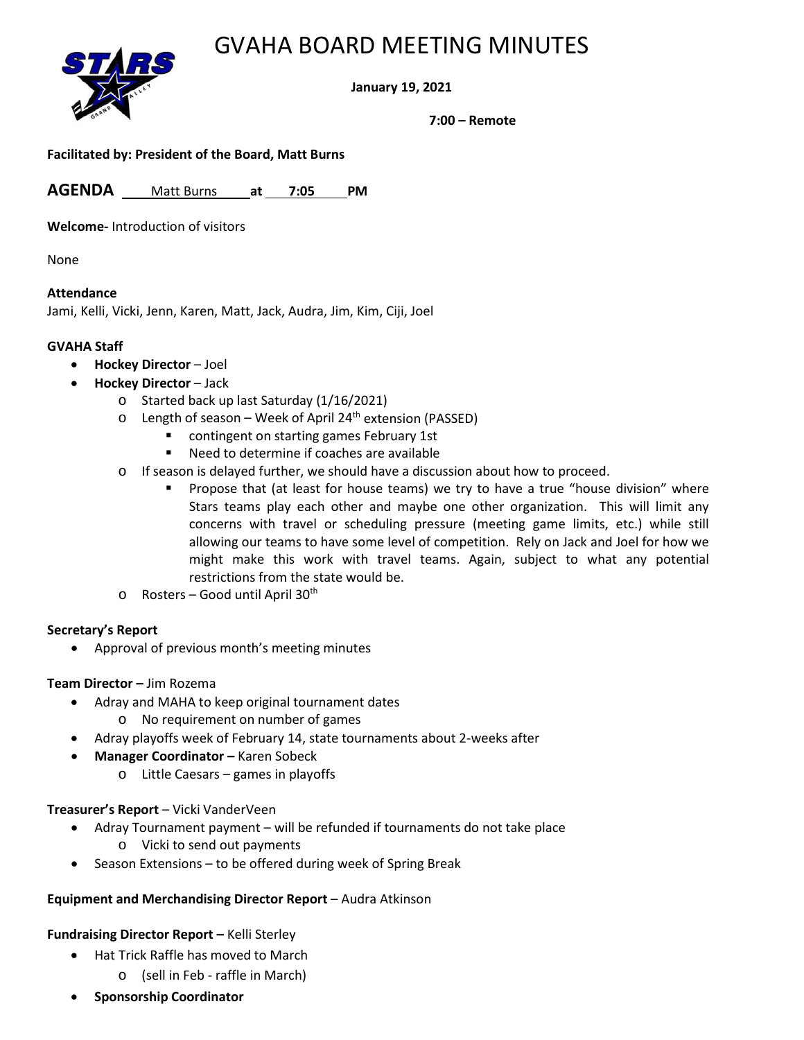# GVAHA BOARD MEETING MINUTES

**January 19, 2021**

**7:00 – Remote**

**Facilitated by: President of the Board, Matt Burns**

**AGENDA** Matt Burns **at** **7:05** **PM**

**Welcome-** Introduction of visitors

None

**Attendance**
Jami, Kelli, Vicki, Jenn, Karen, Matt, Jack, Audra, Jim, Kim, Ciji, Joel

**GVAHA Staff**

- **Hockey Director** – Joel
- **Hockey Director** – Jack
  - Started back up last Saturday (1/16/2021)
  - Length of season – Week of April 24th extension (PASSED)
    - contingent on starting games February 1st
    - Need to determine if coaches are available
  - If season is delayed further, we should have a discussion about how to proceed.
    - Propose that (at least for house teams) we try to have a true "house division" where Stars teams play each other and maybe one other organization. This will limit any concerns with travel or scheduling pressure (meeting game limits, etc.) while still allowing our teams to have some level of competition. Rely on Jack and Joel for how we might make this work with travel teams. Again, subject to what any potential restrictions from the state would be.
  - Rosters – Good until April 30th

**Secretary's Report**

- Approval of previous month's meeting minutes

**Team Director –** Jim Rozema

- Adray and MAHA to keep original tournament dates
  - No requirement on number of games
- Adray playoffs week of February 14, state tournaments about 2-weeks after
- **Manager Coordinator –** Karen Sobeck
  - Little Caesars – games in playoffs

**Treasurer's Report** – Vicki VanderVeen

- Adray Tournament payment – will be refunded if tournaments do not take place
  - Vicki to send out payments
- Season Extensions – to be offered during week of Spring Break

**Equipment and Merchandising Director Report** – Audra Atkinson

**Fundraising Director Report –** Kelli Sterley

- Hat Trick Raffle has moved to March
  - (sell in Feb - raffle in March)
- **Sponsorship Coordinator**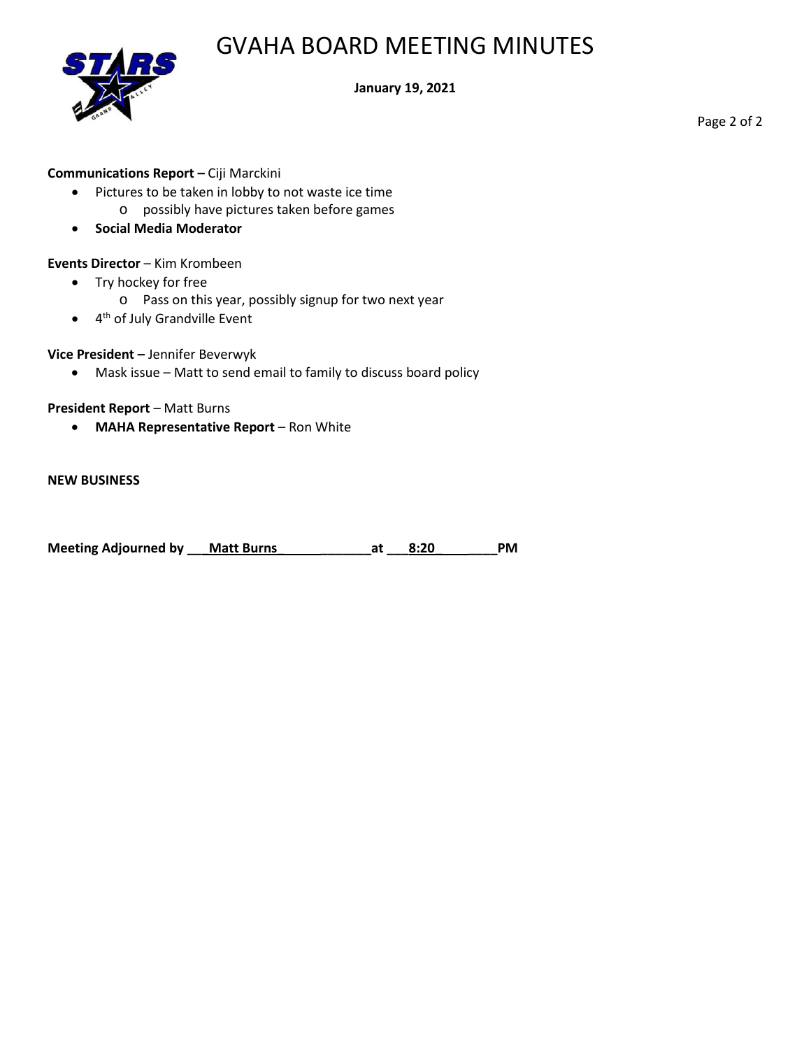# GVAHA BOARD MEETING MINUTES

**January 19, 2021**

**Communications Report –** Ciji Marckini

- Pictures to be taken in lobby to not waste ice time
  - possibly have pictures taken before games
- **Social Media Moderator**

**Events Director** – Kim Krombeen

- Try hockey for free
  - Pass on this year, possibly signup for two next year
- 4th of July Grandville Event

**Vice President –** Jennifer Beverwyk

- Mask issue – Matt to send email to family to discuss board policy

**President Report** – Matt Burns

- **MAHA Representative Report** – Ron White

**NEW BUSINESS**

**Meeting Adjourned by ___Matt Burns_______________at ___8:20__________PM**